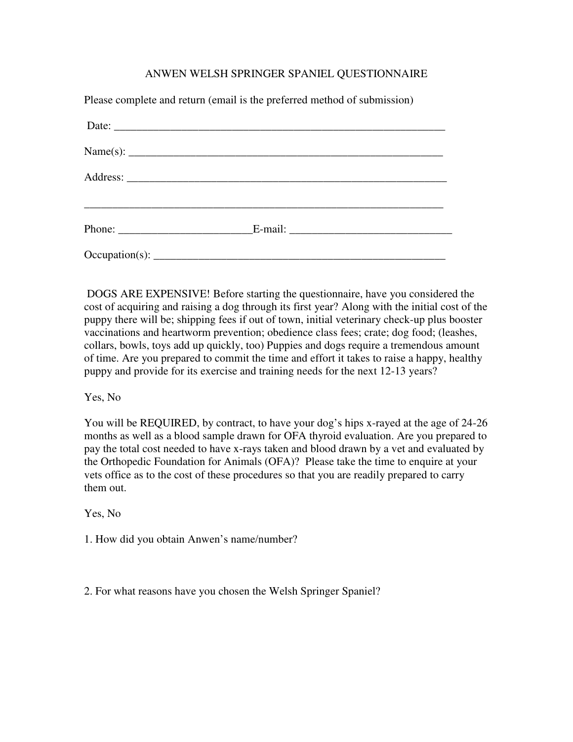# ANWEN WELSH SPRINGER SPANIEL QUESTIONNAIRE

Please complete and return (email is the preferred method of submission)

Date: ___________________________________________________________

Name(s): _________________________________________________________

Address: _________________________________________________________

_______________________________________________________________

Phone: ________________________E-mail: _____________________________

Occupation(s): ____________________________________________________

DOGS ARE EXPENSIVE! Before starting the questionnaire, have you considered the cost of acquiring and raising a dog through its first year? Along with the initial cost of the puppy there will be; shipping fees if out of town, initial veterinary check-up plus booster vaccinations and heartworm prevention; obedience class fees; crate; dog food; (leashes, collars, bowls, toys add up quickly, too) Puppies and dogs require a tremendous amount of time. Are you prepared to commit the time and effort it takes to raise a happy, healthy puppy and provide for its exercise and training needs for the next 12-13 years?

Yes, No

You will be REQUIRED, by contract, to have your dog's hips x-rayed at the age of 24-26 months as well as a blood sample drawn for OFA thyroid evaluation. Are you prepared to pay the total cost needed to have x-rays taken and blood drawn by a vet and evaluated by the Orthopedic Foundation for Animals (OFA)? Please take the time to enquire at your vets office as to the cost of these procedures so that you are readily prepared to carry them out.

Yes, No

1. How did you obtain Anwen's name/number?

2. For what reasons have you chosen the Welsh Springer Spaniel?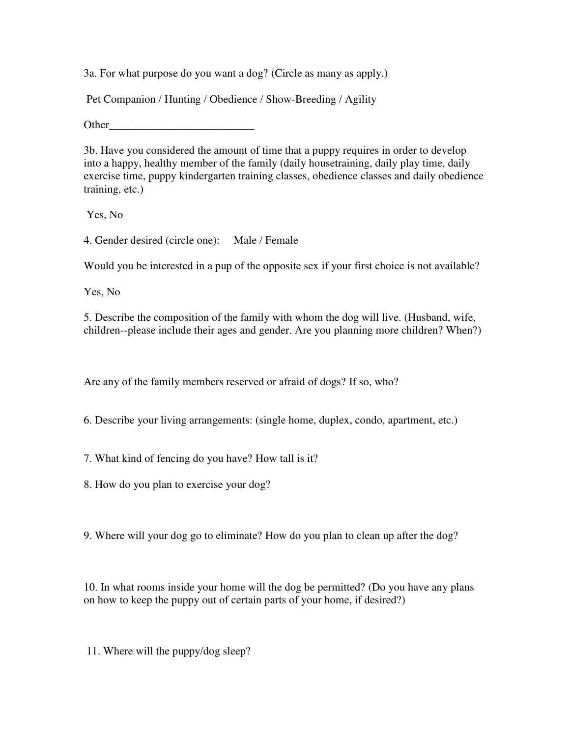3a. For what purpose do you want a dog? (Circle as many as apply.)

Pet Companion / Hunting / Obedience / Show-Breeding / Agility

Other__________________________

3b. Have you considered the amount of time that a puppy requires in order to develop into a happy, healthy member of the family (daily housetraining, daily play time, daily exercise time, puppy kindergarten training classes, obedience classes and daily obedience training, etc.)

Yes, No

4. Gender desired (circle one): Male / Female

Would you be interested in a pup of the opposite sex if your first choice is not available?

Yes, No

5. Describe the composition of the family with whom the dog will live. (Husband, wife, children--please include their ages and gender. Are you planning more children? When?)

Are any of the family members reserved or afraid of dogs? If so, who?

6. Describe your living arrangements: (single home, duplex, condo, apartment, etc.)

7. What kind of fencing do you have? How tall is it?

8. How do you plan to exercise your dog?

9. Where will your dog go to eliminate? How do you plan to clean up after the dog?

10. In what rooms inside your home will the dog be permitted? (Do you have any plans on how to keep the puppy out of certain parts of your home, if desired?)

11. Where will the puppy/dog sleep?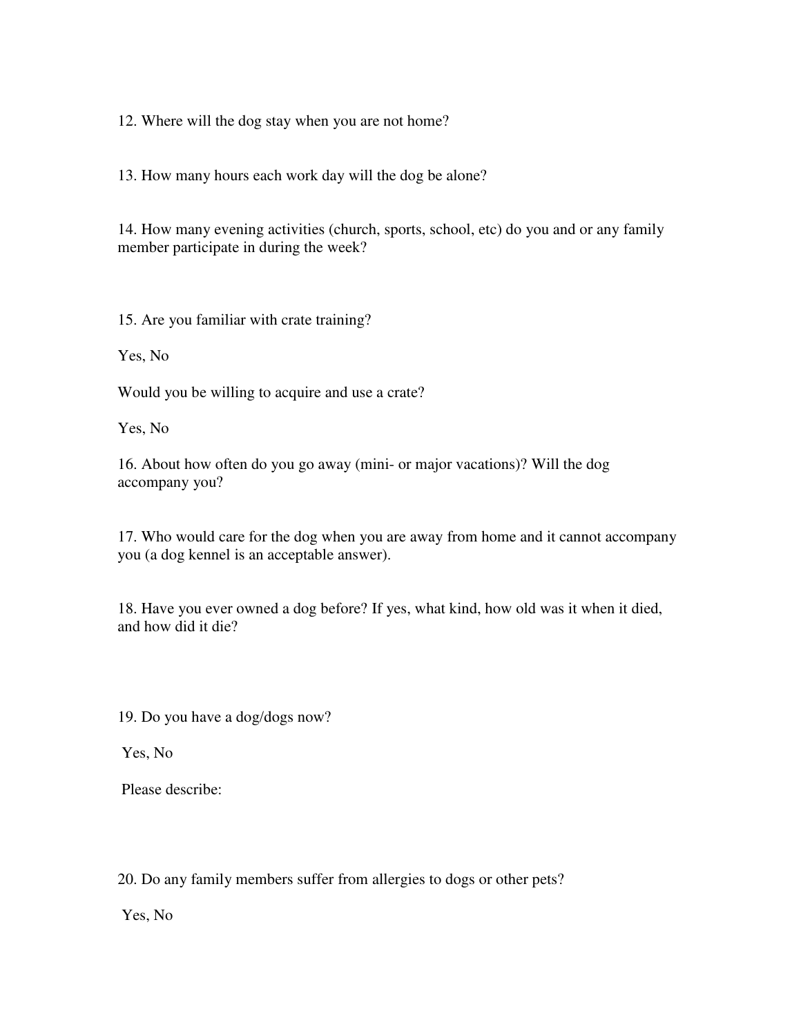12. Where will the dog stay when you are not home?

13. How many hours each work day will the dog be alone?

14. How many evening activities (church, sports, school, etc) do you and or any family member participate in during the week?

15. Are you familiar with crate training?

Yes, No

Would you be willing to acquire and use a crate?

Yes, No

16. About how often do you go away (mini- or major vacations)? Will the dog accompany you?

17. Who would care for the dog when you are away from home and it cannot accompany you (a dog kennel is an acceptable answer).

18. Have you ever owned a dog before? If yes, what kind, how old was it when it died, and how did it die?

19. Do you have a dog/dogs now?

Yes, No

Please describe:

20. Do any family members suffer from allergies to dogs or other pets?

Yes, No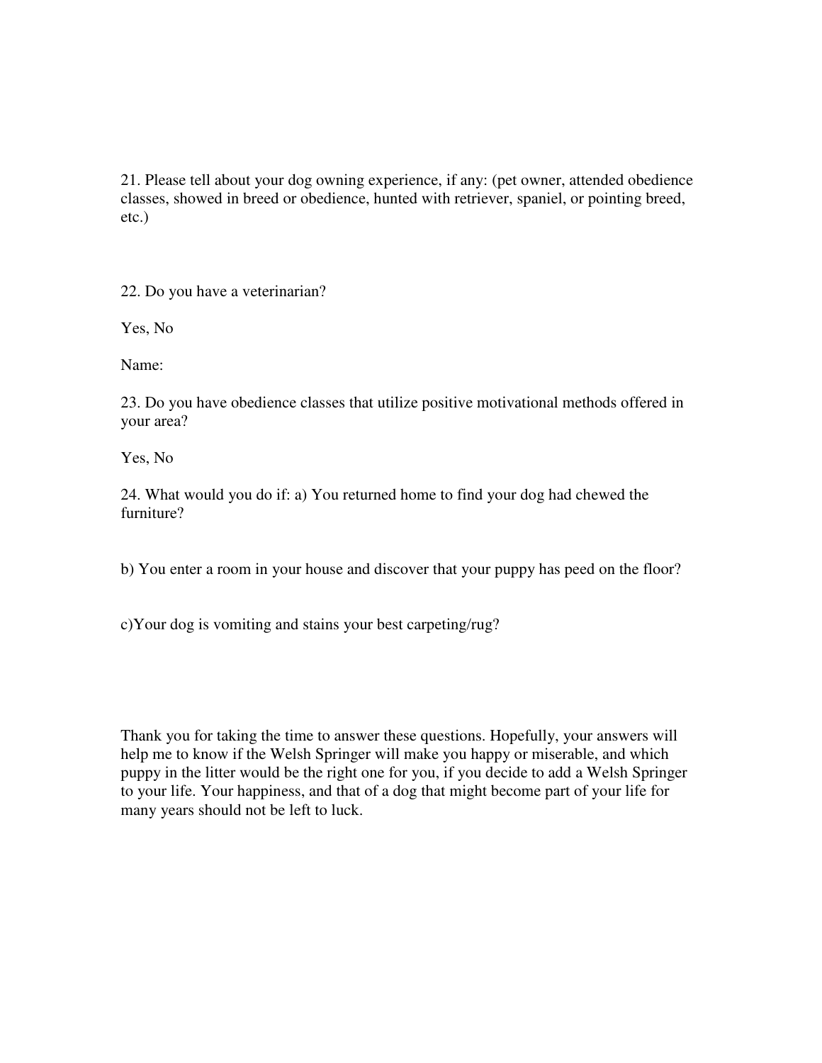21. Please tell about your dog owning experience, if any: (pet owner, attended obedience classes, showed in breed or obedience, hunted with retriever, spaniel, or pointing breed, etc.)

22. Do you have a veterinarian?

Yes, No

Name:

23. Do you have obedience classes that utilize positive motivational methods offered in your area?

Yes, No

24. What would you do if: a) You returned home to find your dog had chewed the furniture?

b) You enter a room in your house and discover that your puppy has peed on the floor?

c)Your dog is vomiting and stains your best carpeting/rug?

Thank you for taking the time to answer these questions. Hopefully, your answers will help me to know if the Welsh Springer will make you happy or miserable, and which puppy in the litter would be the right one for you, if you decide to add a Welsh Springer to your life. Your happiness, and that of a dog that might become part of your life for many years should not be left to luck.